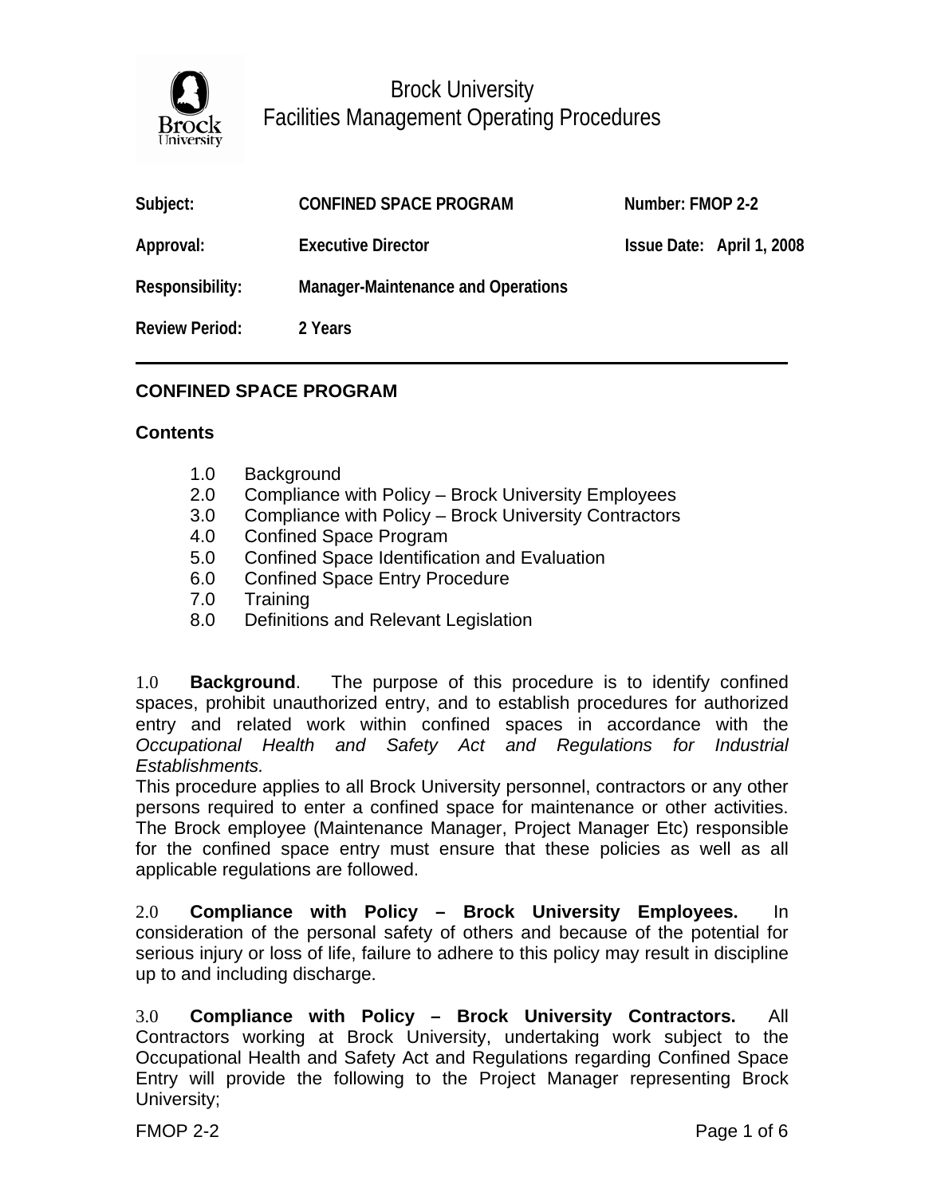Brock University
Facilities Management Operating Procedures

| | | |
|---|---|---|
| **Subject:** | **CONFINED SPACE PROGRAM** | **Number: FMOP 2-2** |
| **Approval:** | **Executive Director** | **Issue Date: April 1, 2008** |
| **Responsibility:** | **Manager-Maintenance and Operations** | |
| **Review Period:** | **2 Years** | |

---

## CONFINED SPACE PROGRAM

### Contents

1.0 Background
2.0 Compliance with Policy – Brock University Employees
3.0 Compliance with Policy – Brock University Contractors
4.0 Confined Space Program
5.0 Confined Space Identification and Evaluation
6.0 Confined Space Entry Procedure
7.0 Training
8.0 Definitions and Relevant Legislation

1.0 **Background**. The purpose of this procedure is to identify confined spaces, prohibit unauthorized entry, and to establish procedures for authorized entry and related work within confined spaces in accordance with the *Occupational Health and Safety Act and Regulations for Industrial Establishments.*

This procedure applies to all Brock University personnel, contractors or any other persons required to enter a confined space for maintenance or other activities. The Brock employee (Maintenance Manager, Project Manager Etc) responsible for the confined space entry must ensure that these policies as well as all applicable regulations are followed.

2.0 **Compliance with Policy – Brock University Employees.** In consideration of the personal safety of others and because of the potential for serious injury or loss of life, failure to adhere to this policy may result in discipline up to and including discharge.

3.0 **Compliance with Policy – Brock University Contractors.** All Contractors working at Brock University, undertaking work subject to the Occupational Health and Safety Act and Regulations regarding Confined Space Entry will provide the following to the Project Manager representing Brock University;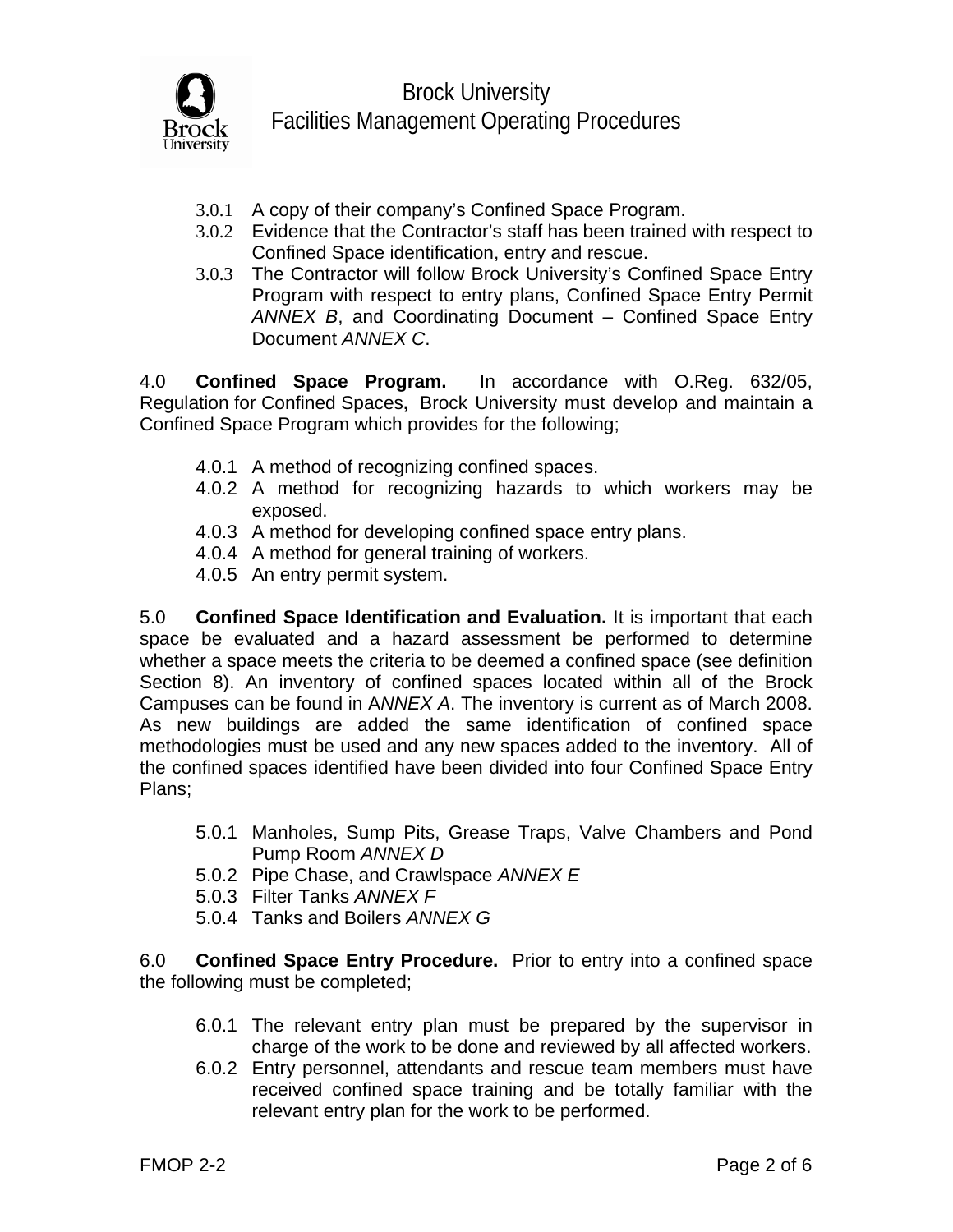3.0.1 A copy of their company's Confined Space Program.

3.0.2 Evidence that the Contractor's staff has been trained with respect to Confined Space identification, entry and rescue.

3.0.3 The Contractor will follow Brock University's Confined Space Entry Program with respect to entry plans, Confined Space Entry Permit *ANNEX B*, and Coordinating Document – Confined Space Entry Document *ANNEX C*.

4.0 **Confined Space Program.** In accordance with O.Reg. 632/05, Regulation for Confined Spaces**,** Brock University must develop and maintain a Confined Space Program which provides for the following;

4.0.1 A method of recognizing confined spaces.

4.0.2 A method for recognizing hazards to which workers may be exposed.

4.0.3 A method for developing confined space entry plans.

4.0.4 A method for general training of workers.

4.0.5 An entry permit system.

5.0 **Confined Space Identification and Evaluation.** It is important that each space be evaluated and a hazard assessment be performed to determine whether a space meets the criteria to be deemed a confined space (see definition Section 8). An inventory of confined spaces located within all of the Brock Campuses can be found in A*NNEX A*. The inventory is current as of March 2008. As new buildings are added the same identification of confined space methodologies must be used and any new spaces added to the inventory. All of the confined spaces identified have been divided into four Confined Space Entry Plans;

5.0.1 Manholes, Sump Pits, Grease Traps, Valve Chambers and Pond Pump Room *ANNEX D*

5.0.2 Pipe Chase, and Crawlspace *ANNEX E*

5.0.3 Filter Tanks *ANNEX F*

5.0.4 Tanks and Boilers *ANNEX G*

6.0 **Confined Space Entry Procedure.** Prior to entry into a confined space the following must be completed;

6.0.1 The relevant entry plan must be prepared by the supervisor in charge of the work to be done and reviewed by all affected workers.

6.0.2 Entry personnel, attendants and rescue team members must have received confined space training and be totally familiar with the relevant entry plan for the work to be performed.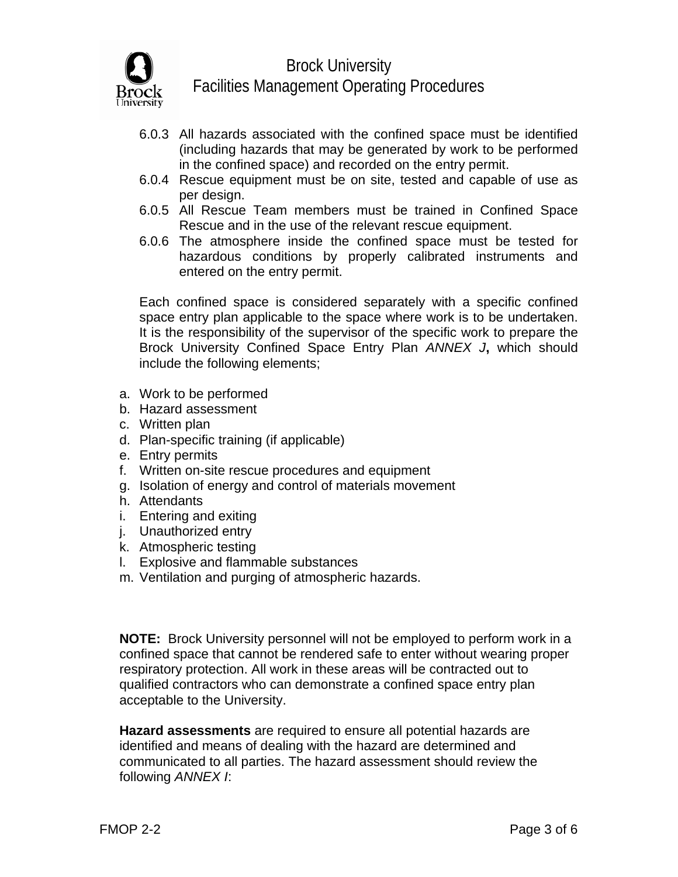6.0.3 All hazards associated with the confined space must be identified (including hazards that may be generated by work to be performed in the confined space) and recorded on the entry permit.

6.0.4 Rescue equipment must be on site, tested and capable of use as per design.

6.0.5 All Rescue Team members must be trained in Confined Space Rescue and in the use of the relevant rescue equipment.

6.0.6 The atmosphere inside the confined space must be tested for hazardous conditions by properly calibrated instruments and entered on the entry permit.

Each confined space is considered separately with a specific confined space entry plan applicable to the space where work is to be undertaken. It is the responsibility of the supervisor of the specific work to prepare the Brock University Confined Space Entry Plan *ANNEX J***,** which should include the following elements;

a. Work to be performed
b. Hazard assessment
c. Written plan
d. Plan-specific training (if applicable)
e. Entry permits
f. Written on-site rescue procedures and equipment
g. Isolation of energy and control of materials movement
h. Attendants
i. Entering and exiting
j. Unauthorized entry
k. Atmospheric testing
l. Explosive and flammable substances
m. Ventilation and purging of atmospheric hazards.

**NOTE:** Brock University personnel will not be employed to perform work in a confined space that cannot be rendered safe to enter without wearing proper respiratory protection. All work in these areas will be contracted out to qualified contractors who can demonstrate a confined space entry plan acceptable to the University.

**Hazard assessments** are required to ensure all potential hazards are identified and means of dealing with the hazard are determined and communicated to all parties. The hazard assessment should review the following *ANNEX I*: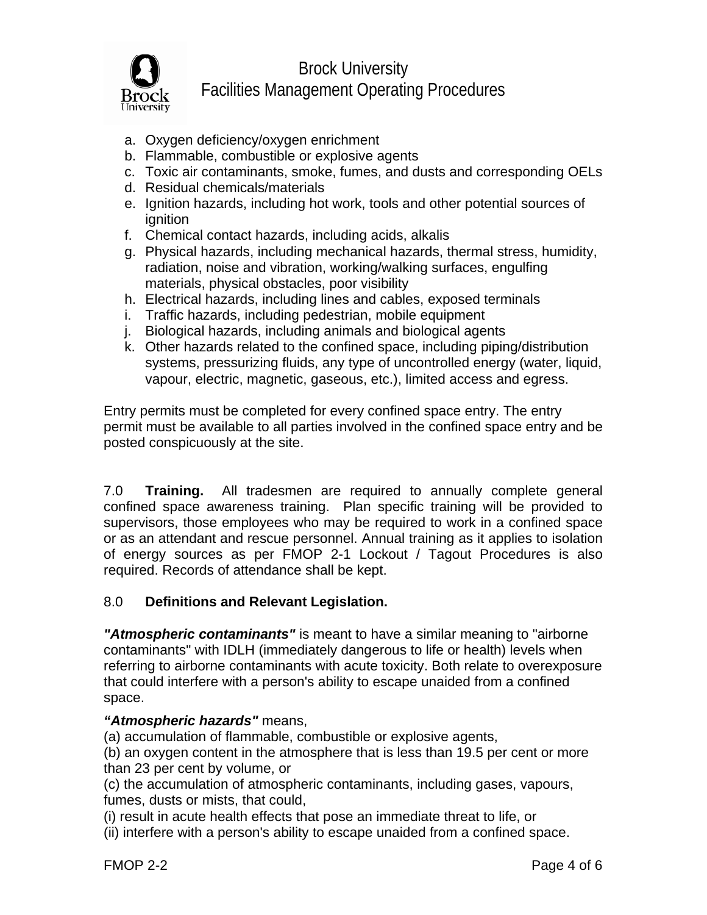a. Oxygen deficiency/oxygen enrichment
b. Flammable, combustible or explosive agents
c. Toxic air contaminants, smoke, fumes, and dusts and corresponding OELs
d. Residual chemicals/materials
e. Ignition hazards, including hot work, tools and other potential sources of ignition
f. Chemical contact hazards, including acids, alkalis
g. Physical hazards, including mechanical hazards, thermal stress, humidity, radiation, noise and vibration, working/walking surfaces, engulfing materials, physical obstacles, poor visibility
h. Electrical hazards, including lines and cables, exposed terminals
i. Traffic hazards, including pedestrian, mobile equipment
j. Biological hazards, including animals and biological agents
k. Other hazards related to the confined space, including piping/distribution systems, pressurizing fluids, any type of uncontrolled energy (water, liquid, vapour, electric, magnetic, gaseous, etc.), limited access and egress.

Entry permits must be completed for every confined space entry. The entry permit must be available to all parties involved in the confined space entry and be posted conspicuously at the site.

7.0 **Training.** All tradesmen are required to annually complete general confined space awareness training. Plan specific training will be provided to supervisors, those employees who may be required to work in a confined space or as an attendant and rescue personnel. Annual training as it applies to isolation of energy sources as per FMOP 2-1 Lockout / Tagout Procedures is also required. Records of attendance shall be kept.

## 8.0 Definitions and Relevant Legislation.

***"Atmospheric contaminants"*** is meant to have a similar meaning to "airborne contaminants" with IDLH (immediately dangerous to life or health) levels when referring to airborne contaminants with acute toxicity. Both relate to overexposure that could interfere with a person's ability to escape unaided from a confined space.

***"Atmospheric hazards"*** means,
(a) accumulation of flammable, combustible or explosive agents,
(b) an oxygen content in the atmosphere that is less than 19.5 per cent or more than 23 per cent by volume, or
(c) the accumulation of atmospheric contaminants, including gases, vapours, fumes, dusts or mists, that could,
(i) result in acute health effects that pose an immediate threat to life, or
(ii) interfere with a person's ability to escape unaided from a confined space.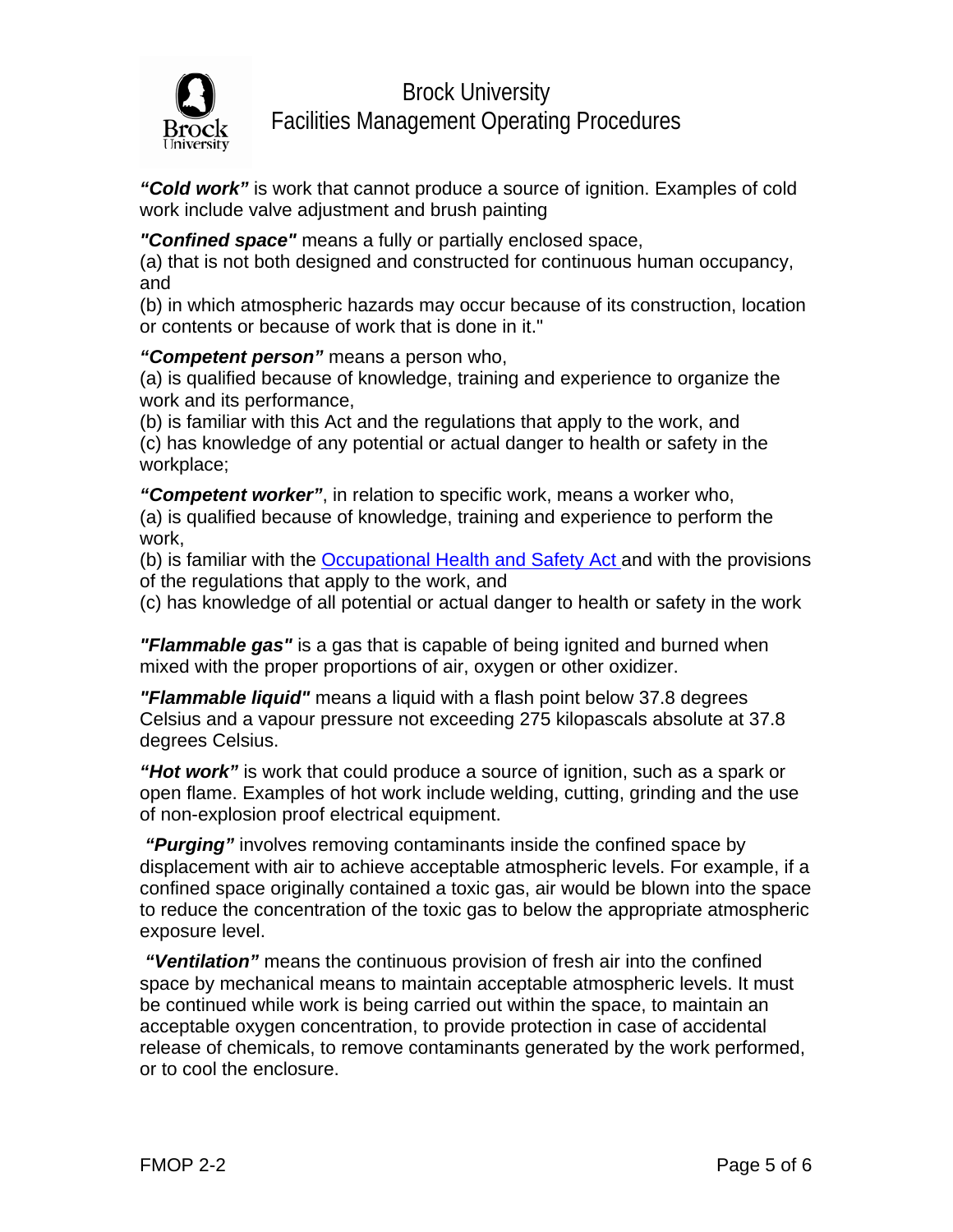***"Cold work"*** is work that cannot produce a source of ignition. Examples of cold work include valve adjustment and brush painting

***"Confined space"*** means a fully or partially enclosed space,
(a) that is not both designed and constructed for continuous human occupancy, and
(b) in which atmospheric hazards may occur because of its construction, location or contents or because of work that is done in it."

***"Competent person"*** means a person who,
(a) is qualified because of knowledge, training and experience to organize the work and its performance,
(b) is familiar with this Act and the regulations that apply to the work, and
(c) has knowledge of any potential or actual danger to health or safety in the workplace;

***"Competent worker"***, in relation to specific work, means a worker who,
(a) is qualified because of knowledge, training and experience to perform the work,
(b) is familiar with the Occupational Health and Safety Act and with the provisions of the regulations that apply to the work, and
(c) has knowledge of all potential or actual danger to health or safety in the work

***"Flammable gas"*** is a gas that is capable of being ignited and burned when mixed with the proper proportions of air, oxygen or other oxidizer.

***"Flammable liquid"*** means a liquid with a flash point below 37.8 degrees Celsius and a vapour pressure not exceeding 275 kilopascals absolute at 37.8 degrees Celsius.

***"Hot work"*** is work that could produce a source of ignition, such as a spark or open flame. Examples of hot work include welding, cutting, grinding and the use of non-explosion proof electrical equipment.

***"Purging"*** involves removing contaminants inside the confined space by displacement with air to achieve acceptable atmospheric levels. For example, if a confined space originally contained a toxic gas, air would be blown into the space to reduce the concentration of the toxic gas to below the appropriate atmospheric exposure level.

***"Ventilation"*** means the continuous provision of fresh air into the confined space by mechanical means to maintain acceptable atmospheric levels. It must be continued while work is being carried out within the space, to maintain an acceptable oxygen concentration, to provide protection in case of accidental release of chemicals, to remove contaminants generated by the work performed, or to cool the enclosure.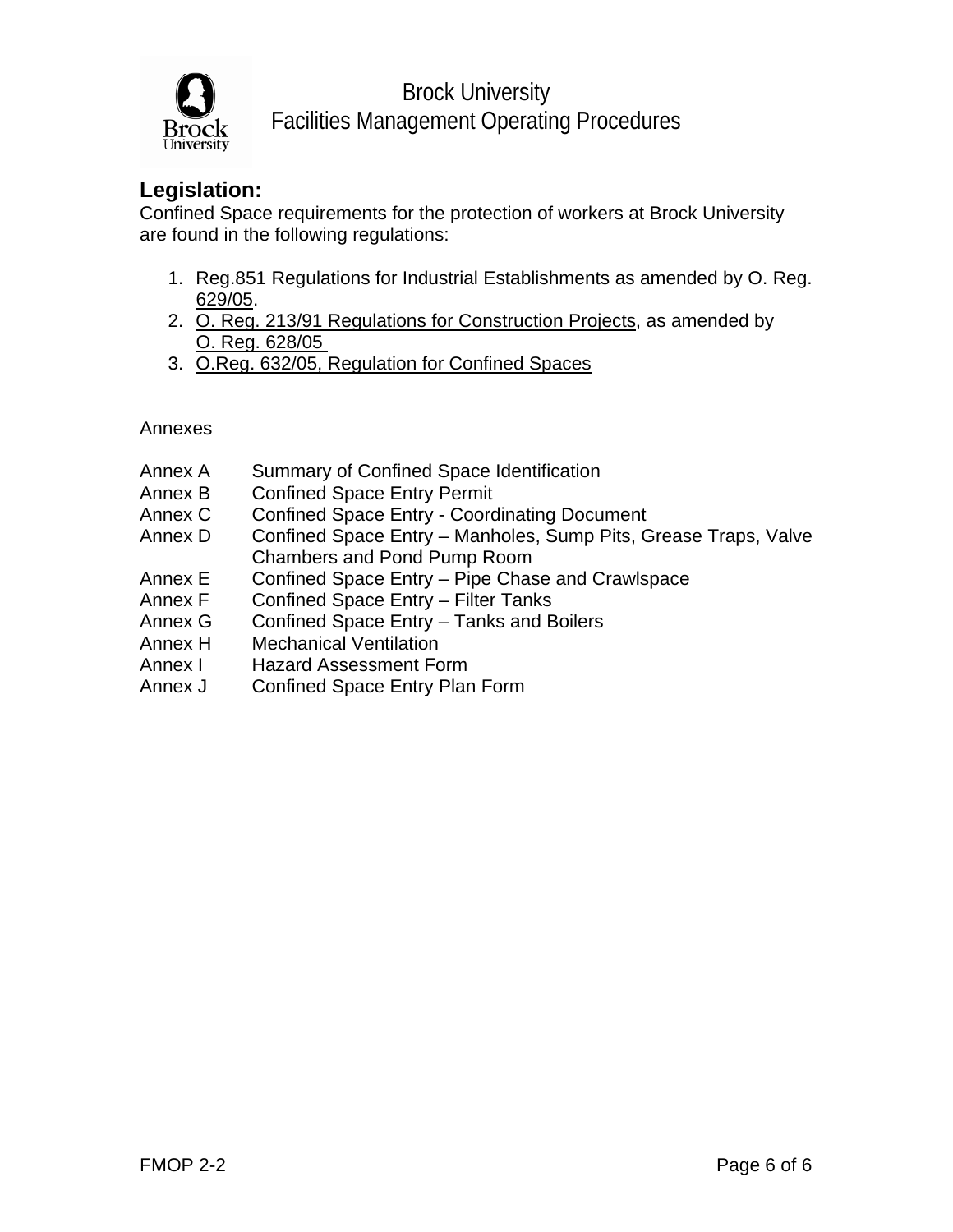## Legislation:

Confined Space requirements for the protection of workers at Brock University are found in the following regulations:

1. Reg.851 Regulations for Industrial Establishments as amended by O. Reg. 629/05.
2. O. Reg. 213/91 Regulations for Construction Projects, as amended by O. Reg. 628/05
3. O.Reg. 632/05, Regulation for Confined Spaces

Annexes

| | |
|---|---|
| Annex A | Summary of Confined Space Identification |
| Annex B | Confined Space Entry Permit |
| Annex C | Confined Space Entry - Coordinating Document |
| Annex D | Confined Space Entry – Manholes, Sump Pits, Grease Traps, Valve Chambers and Pond Pump Room |
| Annex E | Confined Space Entry – Pipe Chase and Crawlspace |
| Annex F | Confined Space Entry – Filter Tanks |
| Annex G | Confined Space Entry – Tanks and Boilers |
| Annex H | Mechanical Ventilation |
| Annex I | Hazard Assessment Form |
| Annex J | Confined Space Entry Plan Form |